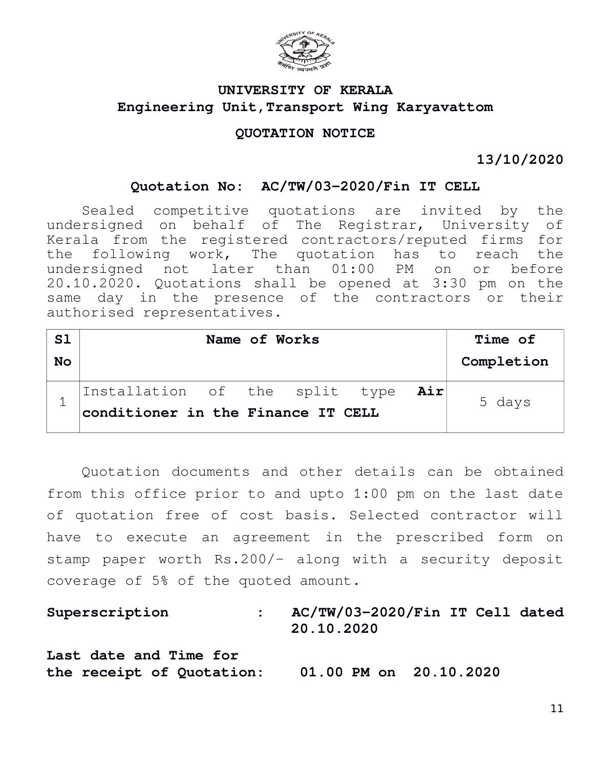# UNIVERSITY OF KERALA

## Engineering Unit,Transport Wing Karyavattom

### QUOTATION NOTICE

**13/10/2020**

**Quotation No: AC/TW/03-2020/Fin IT CELL**

Sealed competitive quotations are invited by the undersigned on behalf of The Registrar, University of Kerala from the registered contractors/reputed firms for the following work, The quotation has to reach the undersigned not later than 01:00 PM on or before 20.10.2020. Quotations shall be opened at 3:30 pm on the same day in the presence of the contractors or their authorised representatives.

| Sl No | Name of Works | Time of Completion |
|---|---|---|
| 1 | Installation of the split type **Air conditioner in the Finance IT CELL** | 5 days |

Quotation documents and other details can be obtained from this office prior to and upto 1:00 pm on the last date of quotation free of cost basis. Selected contractor will have to execute an agreement in the prescribed form on stamp paper worth Rs.200/- along with a security deposit coverage of 5% of the quoted amount.

**Superscription : AC/TW/03-2020/Fin IT Cell dated 20.10.2020**

**Last date and Time for the receipt of Quotation: 01.00 PM on 20.10.2020**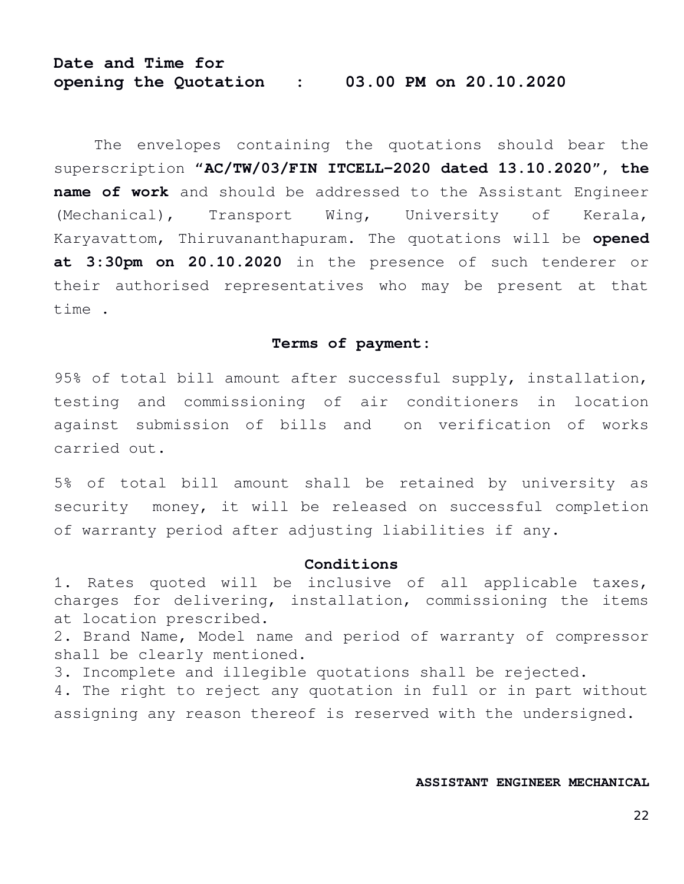**Date and Time for opening the Quotation : 03.00 PM on 20.10.2020**

The envelopes containing the quotations should bear the superscription "**AC/TW/03/FIN ITCELL–2020 dated 13.10.2020**", **the name of work** and should be addressed to the Assistant Engineer (Mechanical), Transport Wing, University of Kerala, Karyavattom, Thiruvananthapuram. The quotations will be **opened at 3:30pm on 20.10.2020** in the presence of such tenderer or their authorised representatives who may be present at that time .

### Terms of payment:

95% of total bill amount after successful supply, installation, testing and commissioning of air conditioners in location against submission of bills and on verification of works carried out.

5% of total bill amount shall be retained by university as security money, it will be released on successful completion of warranty period after adjusting liabilities if any.

### Conditions

1. Rates quoted will be inclusive of all applicable taxes, charges for delivering, installation, commissioning the items at location prescribed.
2. Brand Name, Model name and period of warranty of compressor shall be clearly mentioned.
3. Incomplete and illegible quotations shall be rejected.
4. The right to reject any quotation in full or in part without assigning any reason thereof is reserved with the undersigned.

**ASSISTANT ENGINEER MECHANICAL**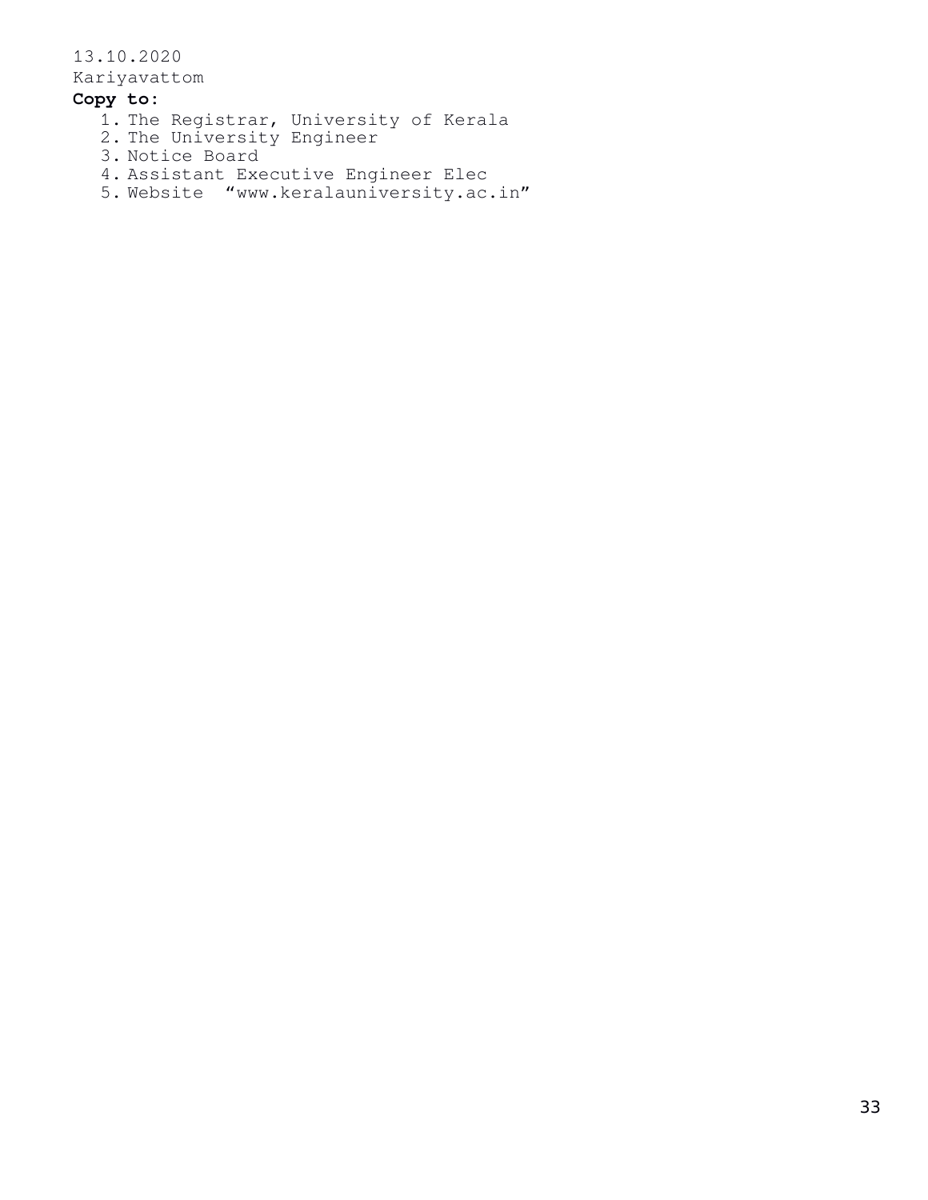13.10.2020

Kariyavattom

**Copy to:**

1. The Registrar, University of Kerala
2. The University Engineer
3. Notice Board
4. Assistant Executive Engineer Elec
5. Website "www.keralauniversity.ac.in"